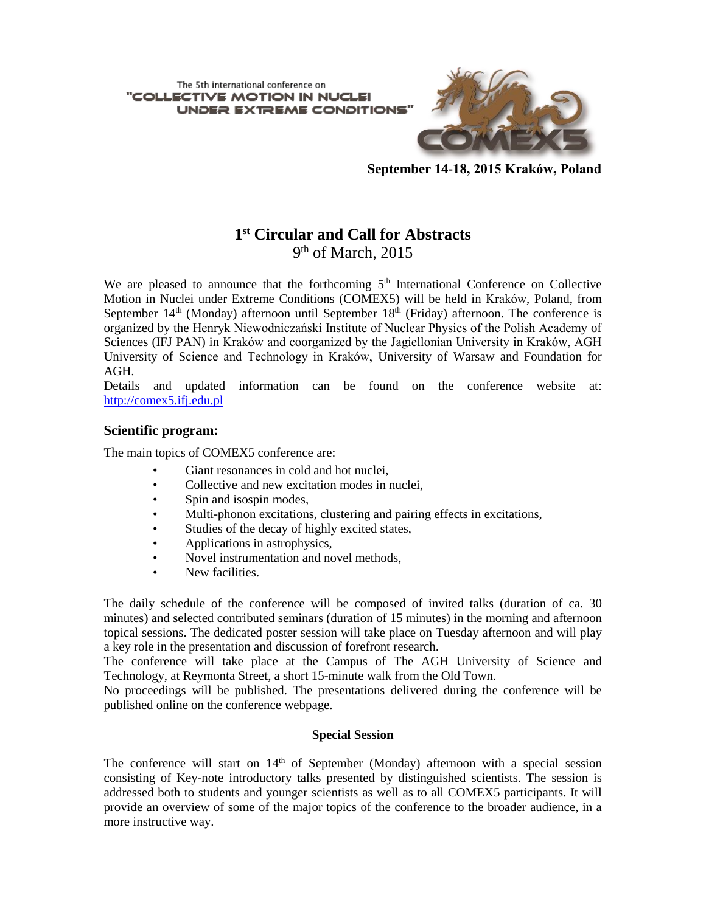The 5th international conference on
"COLLECTIVE MOTION IN NUCLEI UNDER EXTREME CONDITIONS"

COMEX5

**September 14-18, 2015 Kraków, Poland**

# 1st Circular and Call for Abstracts

9th of March, 2015

We are pleased to announce that the forthcoming 5th International Conference on Collective Motion in Nuclei under Extreme Conditions (COMEX5) will be held in Kraków, Poland, from September 14th (Monday) afternoon until September 18th (Friday) afternoon. The conference is organized by the Henryk Niewodniczański Institute of Nuclear Physics of the Polish Academy of Sciences (IFJ PAN) in Kraków and coorganized by the Jagiellonian University in Kraków, AGH University of Science and Technology in Kraków, University of Warsaw and Foundation for AGH.

Details and updated information can be found on the conference website at: http://comex5.ifj.edu.pl

## Scientific program:

The main topics of COMEX5 conference are:

- Giant resonances in cold and hot nuclei,
- Collective and new excitation modes in nuclei,
- Spin and isospin modes,
- Multi-phonon excitations, clustering and pairing effects in excitations,
- Studies of the decay of highly excited states,
- Applications in astrophysics,
- Novel instrumentation and novel methods,
- New facilities.

The daily schedule of the conference will be composed of invited talks (duration of ca. 30 minutes) and selected contributed seminars (duration of 15 minutes) in the morning and afternoon topical sessions. The dedicated poster session will take place on Tuesday afternoon and will play a key role in the presentation and discussion of forefront research.

The conference will take place at the Campus of The AGH University of Science and Technology, at Reymonta Street, a short 15-minute walk from the Old Town.

No proceedings will be published. The presentations delivered during the conference will be published online on the conference webpage.

### Special Session

The conference will start on 14th of September (Monday) afternoon with a special session consisting of Key-note introductory talks presented by distinguished scientists. The session is addressed both to students and younger scientists as well as to all COMEX5 participants. It will provide an overview of some of the major topics of the conference to the broader audience, in a more instructive way.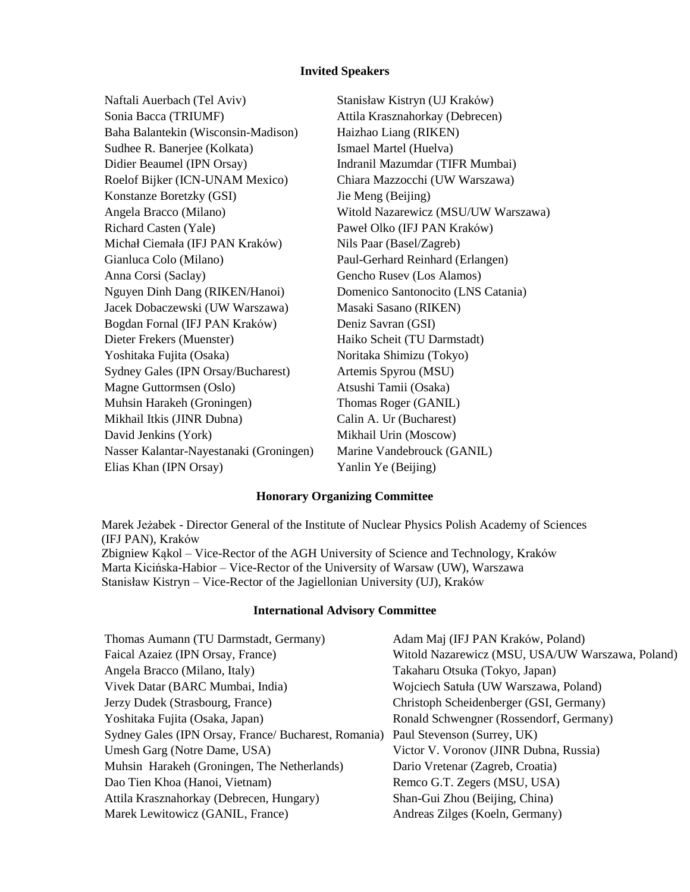## Invited Speakers

Naftali Auerbach (Tel Aviv)
Sonia Bacca (TRIUMF)
Baha Balantekin (Wisconsin-Madison)
Sudhee R. Banerjee (Kolkata)
Didier Beaumel (IPN Orsay)
Roelof Bijker (ICN-UNAM Mexico)
Konstanze Boretzky (GSI)
Angela Bracco (Milano)
Richard Casten (Yale)
Michał Ciemała (IFJ PAN Kraków)
Gianluca Colo (Milano)
Anna Corsi (Saclay)
Nguyen Dinh Dang (RIKEN/Hanoi)
Jacek Dobaczewski (UW Warszawa)
Bogdan Fornal (IFJ PAN Kraków)
Dieter Frekers (Muenster)
Yoshitaka Fujita (Osaka)
Sydney Gales (IPN Orsay/Bucharest)
Magne Guttormsen (Oslo)
Muhsin Harakeh (Groningen)
Mikhail Itkis (JINR Dubna)
David Jenkins (York)
Nasser Kalantar-Nayestanaki (Groningen)
Elias Khan (IPN Orsay)
Stanisław Kistryn (UJ Kraków)
Attila Krasznahorkay (Debrecen)
Haizhao Liang (RIKEN)
Ismael Martel (Huelva)
Indranil Mazumdar (TIFR Mumbai)
Chiara Mazzocchi (UW Warszawa)
Jie Meng (Beijing)
Witold Nazarewicz (MSU/UW Warszawa)
Paweł Olko (IFJ PAN Kraków)
Nils Paar (Basel/Zagreb)
Paul-Gerhard Reinhard (Erlangen)
Gencho Rusev (Los Alamos)
Domenico Santonocito (LNS Catania)
Masaki Sasano (RIKEN)
Deniz Savran (GSI)
Haiko Scheit (TU Darmstadt)
Noritaka Shimizu (Tokyo)
Artemis Spyrou (MSU)
Atsushi Tamii (Osaka)
Thomas Roger (GANIL)
Calin A. Ur (Bucharest)
Mikhail Urin (Moscow)
Marine Vandebrouck (GANIL)
Yanlin Ye (Beijing)

## Honorary Organizing Committee

Marek Jeżabek - Director General of the Institute of Nuclear Physics Polish Academy of Sciences (IFJ PAN), Kraków
Zbigniew Kąkol – Vice-Rector of the AGH University of Science and Technology, Kraków
Marta Kicińska-Habior – Vice-Rector of the University of Warsaw (UW), Warszawa
Stanisław Kistryn – Vice-Rector of the Jagiellonian University (UJ), Kraków

## International Advisory Committee

Thomas Aumann (TU Darmstadt, Germany)
Faical Azaiez (IPN Orsay, France)
Angela Bracco (Milano, Italy)
Vivek Datar (BARC Mumbai, India)
Jerzy Dudek (Strasbourg, France)
Yoshitaka Fujita (Osaka, Japan)
Sydney Gales (IPN Orsay, France/ Bucharest, Romania)
Umesh Garg (Notre Dame, USA)
Muhsin Harakeh (Groningen, The Netherlands)
Dao Tien Khoa (Hanoi, Vietnam)
Attila Krasznahorkay (Debrecen, Hungary)
Marek Lewitowicz (GANIL, France)
Adam Maj (IFJ PAN Kraków, Poland)
Witold Nazarewicz (MSU, USA/UW Warszawa, Poland)
Takaharu Otsuka (Tokyo, Japan)
Wojciech Satuła (UW Warszawa, Poland)
Christoph Scheidenberger (GSI, Germany)
Ronald Schwengner (Rossendorf, Germany)
Paul Stevenson (Surrey, UK)
Victor V. Voronov (JINR Dubna, Russia)
Dario Vretenar (Zagreb, Croatia)
Remco G.T. Zegers (MSU, USA)
Shan-Gui Zhou (Beijing, China)
Andreas Zilges (Koeln, Germany)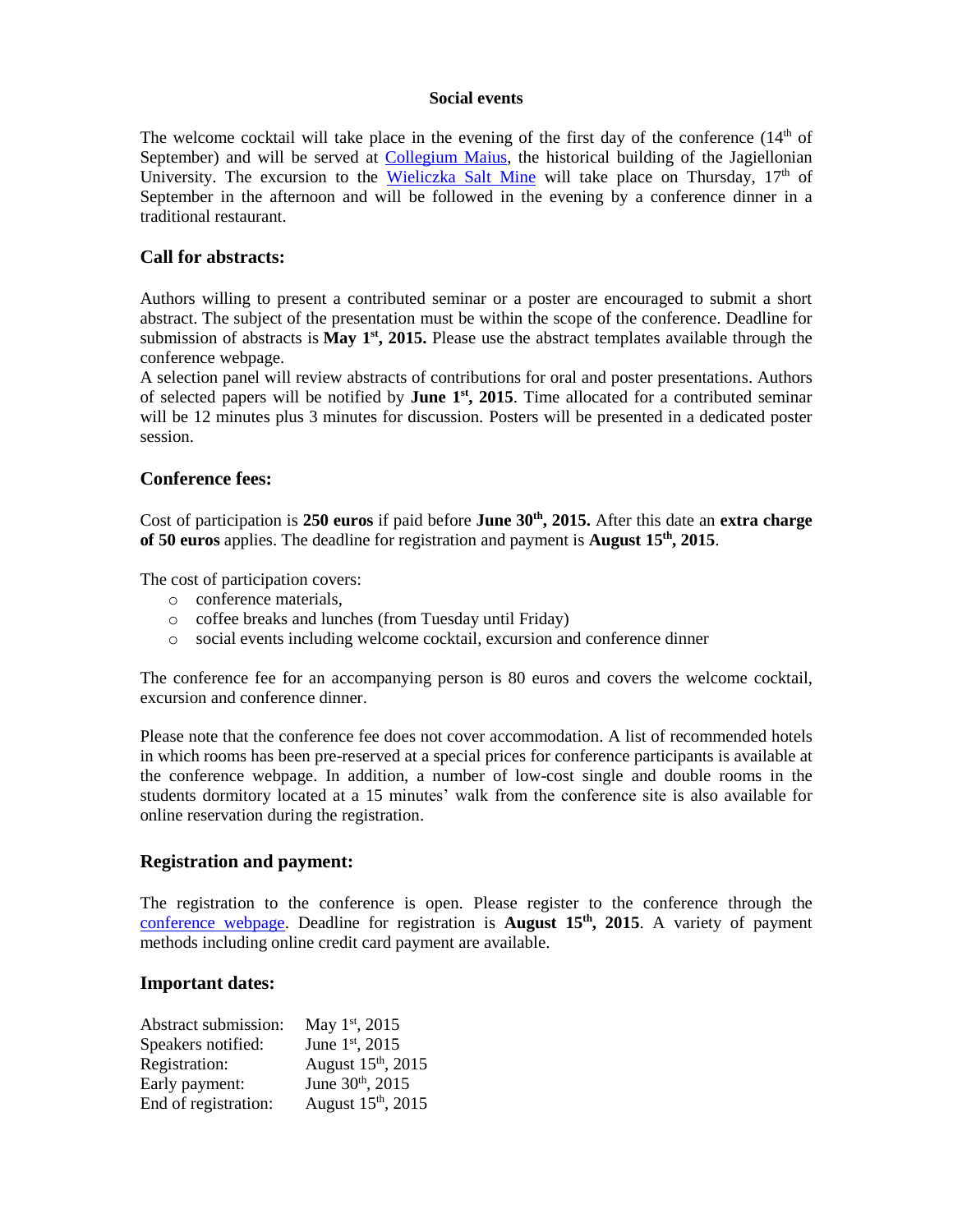**Social events**

The welcome cocktail will take place in the evening of the first day of the conference (14th of September) and will be served at Collegium Maius, the historical building of the Jagiellonian University. The excursion to the Wieliczka Salt Mine will take place on Thursday, 17th of September in the afternoon and will be followed in the evening by a conference dinner in a traditional restaurant.

### Call for abstracts:

Authors willing to present a contributed seminar or a poster are encouraged to submit a short abstract. The subject of the presentation must be within the scope of the conference. Deadline for submission of abstracts is **May 1st, 2015.** Please use the abstract templates available through the conference webpage.
A selection panel will review abstracts of contributions for oral and poster presentations. Authors of selected papers will be notified by **June 1st, 2015**. Time allocated for a contributed seminar will be 12 minutes plus 3 minutes for discussion. Posters will be presented in a dedicated poster session.

### Conference fees:

Cost of participation is **250 euros** if paid before **June 30th, 2015.** After this date an **extra charge of 50 euros** applies. The deadline for registration and payment is **August 15th, 2015**.

The cost of participation covers:

- conference materials,
- coffee breaks and lunches (from Tuesday until Friday)
- social events including welcome cocktail, excursion and conference dinner

The conference fee for an accompanying person is 80 euros and covers the welcome cocktail, excursion and conference dinner.

Please note that the conference fee does not cover accommodation. A list of recommended hotels in which rooms has been pre-reserved at a special prices for conference participants is available at the conference webpage. In addition, a number of low-cost single and double rooms in the students dormitory located at a 15 minutes' walk from the conference site is also available for online reservation during the registration.

### Registration and payment:

The registration to the conference is open. Please register to the conference through the conference webpage. Deadline for registration is **August 15th, 2015**. A variety of payment methods including online credit card payment are available.

### Important dates:

| | |
|---|---|
| Abstract submission: | May 1st, 2015 |
| Speakers notified: | June 1st, 2015 |
| Registration: | August 15th, 2015 |
| Early payment: | June 30th, 2015 |
| End of registration: | August 15th, 2015 |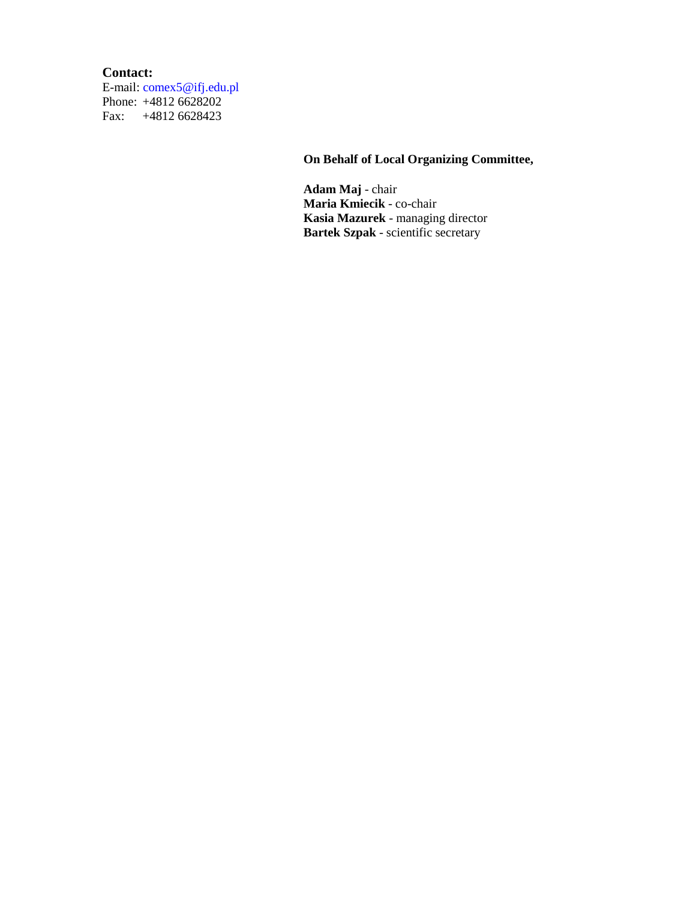**Contact:**
E-mail: comex5@ifj.edu.pl
Phone: +4812 6628202
Fax: +4812 6628423

**On Behalf of Local Organizing Committee,**

**Adam Maj** - chair
**Maria Kmiecik** - co-chair
**Kasia Mazurek** - managing director
**Bartek Szpak** - scientific secretary